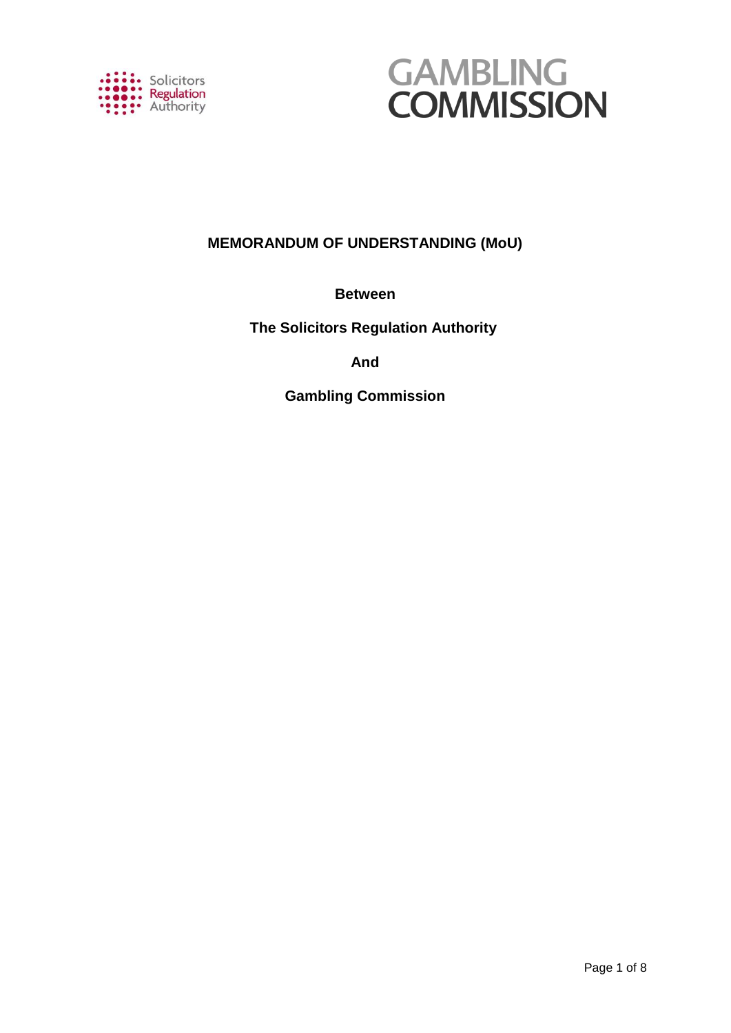# MEMORANDUM OF UNDERSTANDING (MoU)

**Between**

**The Solicitors Regulation Authority**

**And**

**Gambling Commission**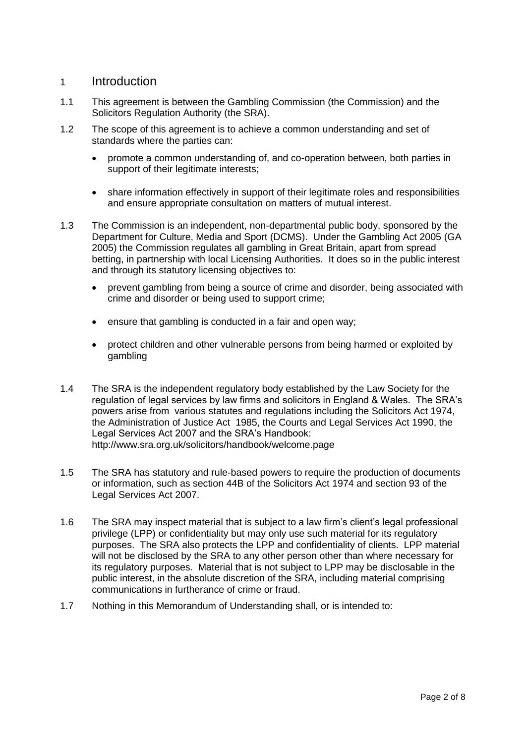# 1 Introduction

1.1 This agreement is between the Gambling Commission (the Commission) and the Solicitors Regulation Authority (the SRA).

1.2 The scope of this agreement is to achieve a common understanding and set of standards where the parties can:

- promote a common understanding of, and co-operation between, both parties in support of their legitimate interests;
- share information effectively in support of their legitimate roles and responsibilities and ensure appropriate consultation on matters of mutual interest.

1.3 The Commission is an independent, non-departmental public body, sponsored by the Department for Culture, Media and Sport (DCMS). Under the Gambling Act 2005 (GA 2005) the Commission regulates all gambling in Great Britain, apart from spread betting, in partnership with local Licensing Authorities. It does so in the public interest and through its statutory licensing objectives to:

- prevent gambling from being a source of crime and disorder, being associated with crime and disorder or being used to support crime;
- ensure that gambling is conducted in a fair and open way;
- protect children and other vulnerable persons from being harmed or exploited by gambling

1.4 The SRA is the independent regulatory body established by the Law Society for the regulation of legal services by law firms and solicitors in England & Wales. The SRA's powers arise from various statutes and regulations including the Solicitors Act 1974, the Administration of Justice Act 1985, the Courts and Legal Services Act 1990, the Legal Services Act 2007 and the SRA's Handbook: http://www.sra.org.uk/solicitors/handbook/welcome.page

1.5 The SRA has statutory and rule-based powers to require the production of documents or information, such as section 44B of the Solicitors Act 1974 and section 93 of the Legal Services Act 2007.

1.6 The SRA may inspect material that is subject to a law firm's client's legal professional privilege (LPP) or confidentiality but may only use such material for its regulatory purposes. The SRA also protects the LPP and confidentiality of clients. LPP material will not be disclosed by the SRA to any other person other than where necessary for its regulatory purposes. Material that is not subject to LPP may be disclosable in the public interest, in the absolute discretion of the SRA, including material comprising communications in furtherance of crime or fraud.

1.7 Nothing in this Memorandum of Understanding shall, or is intended to: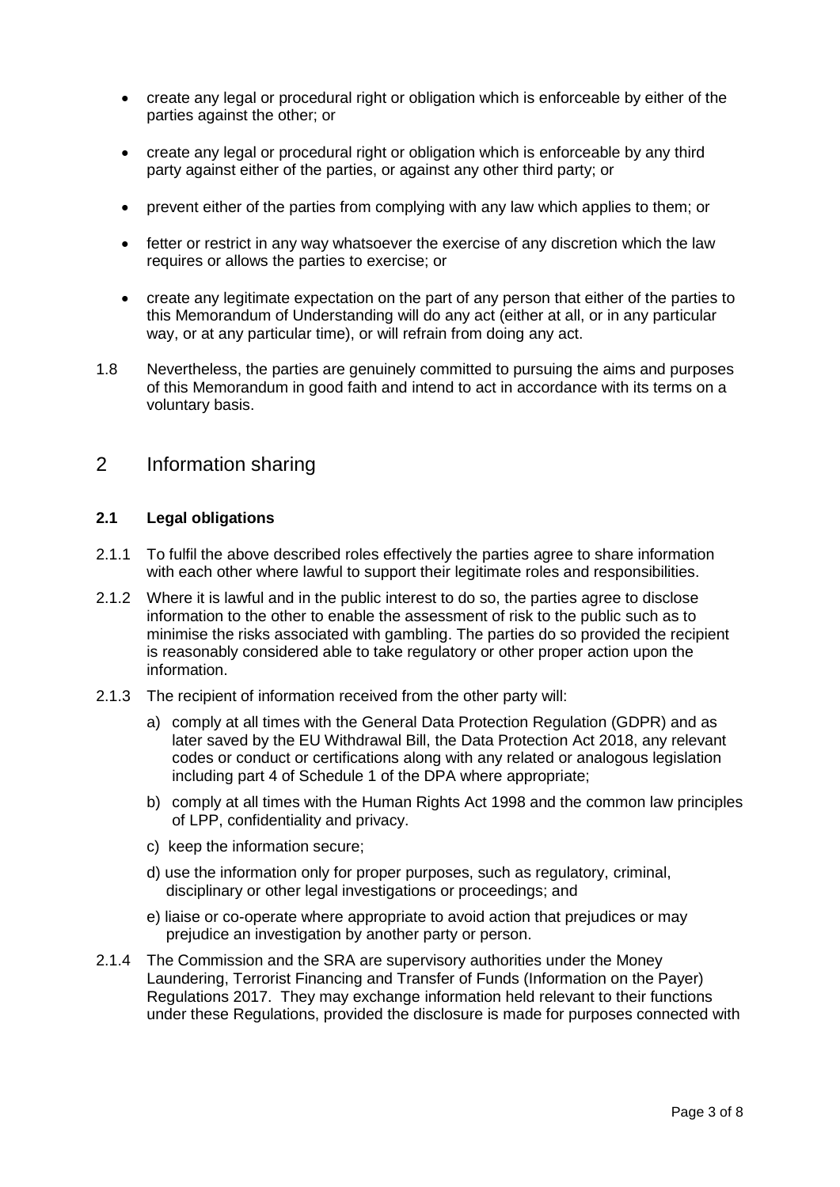- create any legal or procedural right or obligation which is enforceable by either of the parties against the other; or
- create any legal or procedural right or obligation which is enforceable by any third party against either of the parties, or against any other third party; or
- prevent either of the parties from complying with any law which applies to them; or
- fetter or restrict in any way whatsoever the exercise of any discretion which the law requires or allows the parties to exercise; or
- create any legitimate expectation on the part of any person that either of the parties to this Memorandum of Understanding will do any act (either at all, or in any particular way, or at any particular time), or will refrain from doing any act.

1.8 Nevertheless, the parties are genuinely committed to pursuing the aims and purposes of this Memorandum in good faith and intend to act in accordance with its terms on a voluntary basis.

# 2 Information sharing

### 2.1 Legal obligations

2.1.1 To fulfil the above described roles effectively the parties agree to share information with each other where lawful to support their legitimate roles and responsibilities.

2.1.2 Where it is lawful and in the public interest to do so, the parties agree to disclose information to the other to enable the assessment of risk to the public such as to minimise the risks associated with gambling. The parties do so provided the recipient is reasonably considered able to take regulatory or other proper action upon the information.

2.1.3 The recipient of information received from the other party will:

a) comply at all times with the General Data Protection Regulation (GDPR) and as later saved by the EU Withdrawal Bill, the Data Protection Act 2018, any relevant codes or conduct or certifications along with any related or analogous legislation including part 4 of Schedule 1 of the DPA where appropriate;

b) comply at all times with the Human Rights Act 1998 and the common law principles of LPP, confidentiality and privacy.

c) keep the information secure;

d) use the information only for proper purposes, such as regulatory, criminal, disciplinary or other legal investigations or proceedings; and

e) liaise or co-operate where appropriate to avoid action that prejudices or may prejudice an investigation by another party or person.

2.1.4 The Commission and the SRA are supervisory authorities under the Money Laundering, Terrorist Financing and Transfer of Funds (Information on the Payer) Regulations 2017. They may exchange information held relevant to their functions under these Regulations, provided the disclosure is made for purposes connected with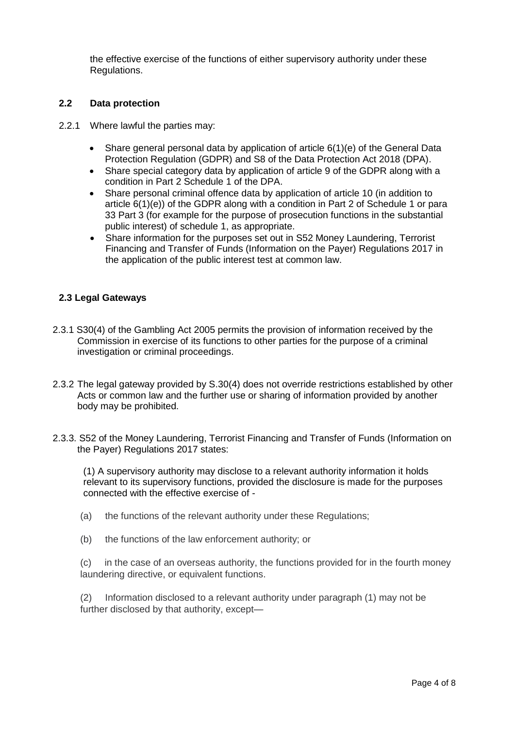the effective exercise of the functions of either supervisory authority under these Regulations.

### 2.2 Data protection

2.2.1 Where lawful the parties may:

- Share general personal data by application of article 6(1)(e) of the General Data Protection Regulation (GDPR) and S8 of the Data Protection Act 2018 (DPA).
- Share special category data by application of article 9 of the GDPR along with a condition in Part 2 Schedule 1 of the DPA.
- Share personal criminal offence data by application of article 10 (in addition to article 6(1)(e)) of the GDPR along with a condition in Part 2 of Schedule 1 or para 33 Part 3 (for example for the purpose of prosecution functions in the substantial public interest) of schedule 1, as appropriate.
- Share information for the purposes set out in S52 Money Laundering, Terrorist Financing and Transfer of Funds (Information on the Payer) Regulations 2017 in the application of the public interest test at common law.

### 2.3 Legal Gateways

2.3.1 S30(4) of the Gambling Act 2005 permits the provision of information received by the Commission in exercise of its functions to other parties for the purpose of a criminal investigation or criminal proceedings.

2.3.2 The legal gateway provided by S.30(4) does not override restrictions established by other Acts or common law and the further use or sharing of information provided by another body may be prohibited.

2.3.3. S52 of the Money Laundering, Terrorist Financing and Transfer of Funds (Information on the Payer) Regulations 2017 states:

(1) A supervisory authority may disclose to a relevant authority information it holds relevant to its supervisory functions, provided the disclosure is made for the purposes connected with the effective exercise of -

(a) the functions of the relevant authority under these Regulations;

(b) the functions of the law enforcement authority; or

(c) in the case of an overseas authority, the functions provided for in the fourth money laundering directive, or equivalent functions.

(2) Information disclosed to a relevant authority under paragraph (1) may not be further disclosed by that authority, except—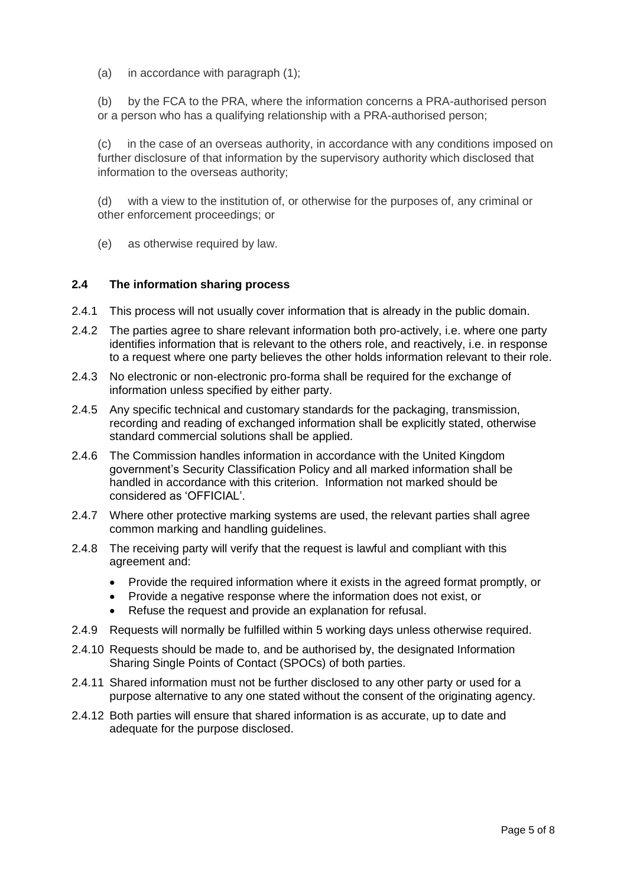(a) in accordance with paragraph (1);

(b) by the FCA to the PRA, where the information concerns a PRA-authorised person or a person who has a qualifying relationship with a PRA-authorised person;

(c) in the case of an overseas authority, in accordance with any conditions imposed on further disclosure of that information by the supervisory authority which disclosed that information to the overseas authority;

(d) with a view to the institution of, or otherwise for the purposes of, any criminal or other enforcement proceedings; or

(e) as otherwise required by law.

### 2.4 The information sharing process

2.4.1 This process will not usually cover information that is already in the public domain.

2.4.2 The parties agree to share relevant information both pro-actively, i.e. where one party identifies information that is relevant to the others role, and reactively, i.e. in response to a request where one party believes the other holds information relevant to their role.

2.4.3 No electronic or non-electronic pro-forma shall be required for the exchange of information unless specified by either party.

2.4.5 Any specific technical and customary standards for the packaging, transmission, recording and reading of exchanged information shall be explicitly stated, otherwise standard commercial solutions shall be applied.

2.4.6 The Commission handles information in accordance with the United Kingdom government's Security Classification Policy and all marked information shall be handled in accordance with this criterion. Information not marked should be considered as 'OFFICIAL'.

2.4.7 Where other protective marking systems are used, the relevant parties shall agree common marking and handling guidelines.

2.4.8 The receiving party will verify that the request is lawful and compliant with this agreement and:

- Provide the required information where it exists in the agreed format promptly, or
- Provide a negative response where the information does not exist, or
- Refuse the request and provide an explanation for refusal.

2.4.9 Requests will normally be fulfilled within 5 working days unless otherwise required.

2.4.10 Requests should be made to, and be authorised by, the designated Information Sharing Single Points of Contact (SPOCs) of both parties.

2.4.11 Shared information must not be further disclosed to any other party or used for a purpose alternative to any one stated without the consent of the originating agency.

2.4.12 Both parties will ensure that shared information is as accurate, up to date and adequate for the purpose disclosed.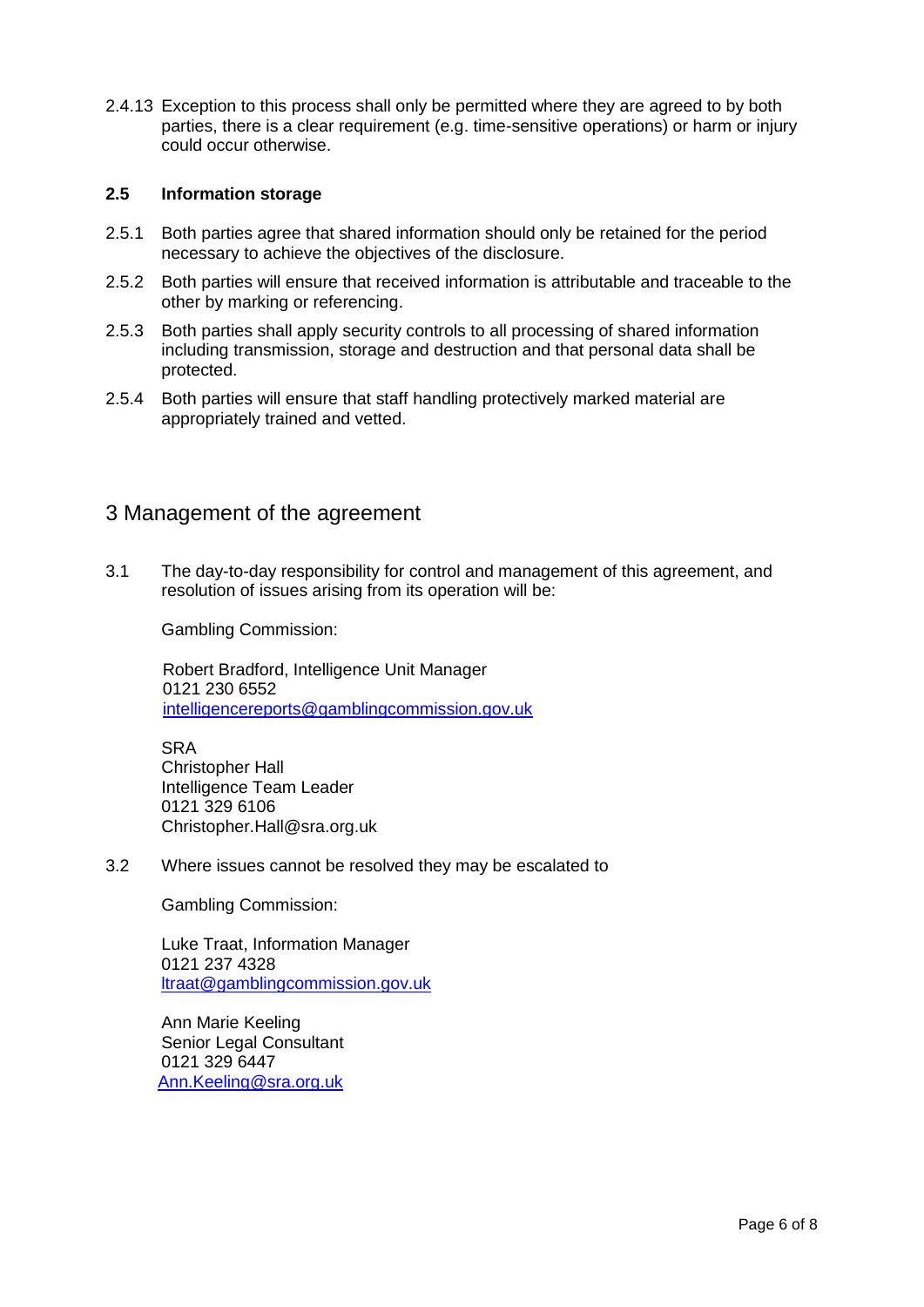2.4.13 Exception to this process shall only be permitted where they are agreed to by both parties, there is a clear requirement (e.g. time-sensitive operations) or harm or injury could occur otherwise.

### 2.5 Information storage

2.5.1 Both parties agree that shared information should only be retained for the period necessary to achieve the objectives of the disclosure.

2.5.2 Both parties will ensure that received information is attributable and traceable to the other by marking or referencing.

2.5.3 Both parties shall apply security controls to all processing of shared information including transmission, storage and destruction and that personal data shall be protected.

2.5.4 Both parties will ensure that staff handling protectively marked material are appropriately trained and vetted.

## 3 Management of the agreement

3.1 The day-to-day responsibility for control and management of this agreement, and resolution of issues arising from its operation will be:

Gambling Commission:

Robert Bradford, Intelligence Unit Manager
0121 230 6552
intelligencereports@gamblingcommission.gov.uk

SRA
Christopher Hall
Intelligence Team Leader
0121 329 6106
Christopher.Hall@sra.org.uk

3.2 Where issues cannot be resolved they may be escalated to

Gambling Commission:

Luke Traat, Information Manager
0121 237 4328
ltraat@gamblingcommission.gov.uk

Ann Marie Keeling
Senior Legal Consultant
0121 329 6447
Ann.Keeling@sra.org.uk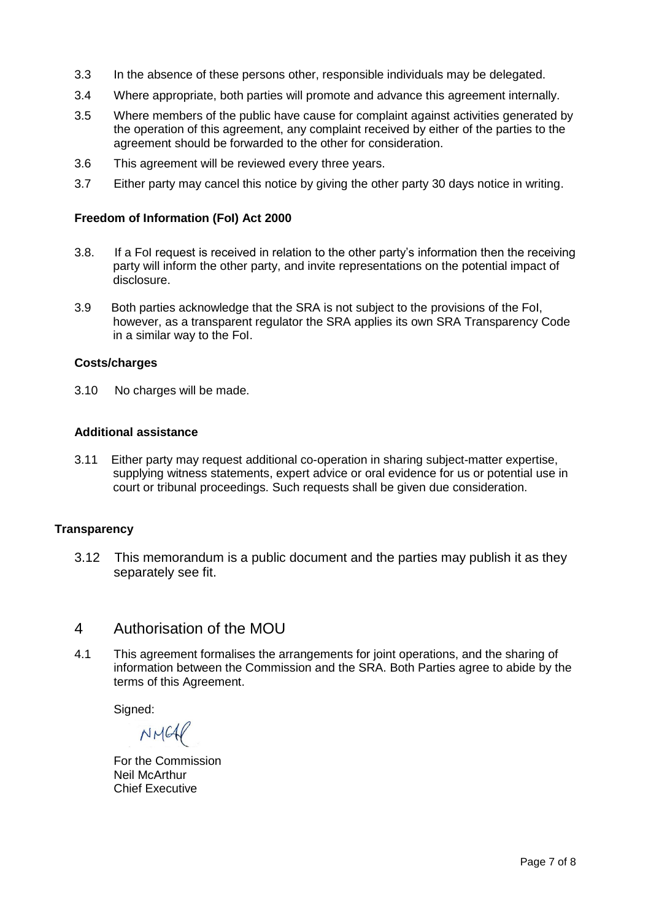3.3 In the absence of these persons other, responsible individuals may be delegated.

3.4 Where appropriate, both parties will promote and advance this agreement internally.

3.5 Where members of the public have cause for complaint against activities generated by the operation of this agreement, any complaint received by either of the parties to the agreement should be forwarded to the other for consideration.

3.6 This agreement will be reviewed every three years.

3.7 Either party may cancel this notice by giving the other party 30 days notice in writing.

**Freedom of Information (FoI) Act 2000**

3.8. If a FoI request is received in relation to the other party's information then the receiving party will inform the other party, and invite representations on the potential impact of disclosure.

3.9 Both parties acknowledge that the SRA is not subject to the provisions of the FoI, however, as a transparent regulator the SRA applies its own SRA Transparency Code in a similar way to the FoI.

**Costs/charges**

3.10 No charges will be made.

**Additional assistance**

3.11 Either party may request additional co-operation in sharing subject-matter expertise, supplying witness statements, expert advice or oral evidence for us or potential use in court or tribunal proceedings. Such requests shall be given due consideration.

**Transparency**

3.12 This memorandum is a public document and the parties may publish it as they separately see fit.

## 4 Authorisation of the MOU

4.1 This agreement formalises the arrangements for joint operations, and the sharing of information between the Commission and the SRA. Both Parties agree to abide by the terms of this Agreement.

Signed:

NMcA

For the Commission
Neil McArthur
Chief Executive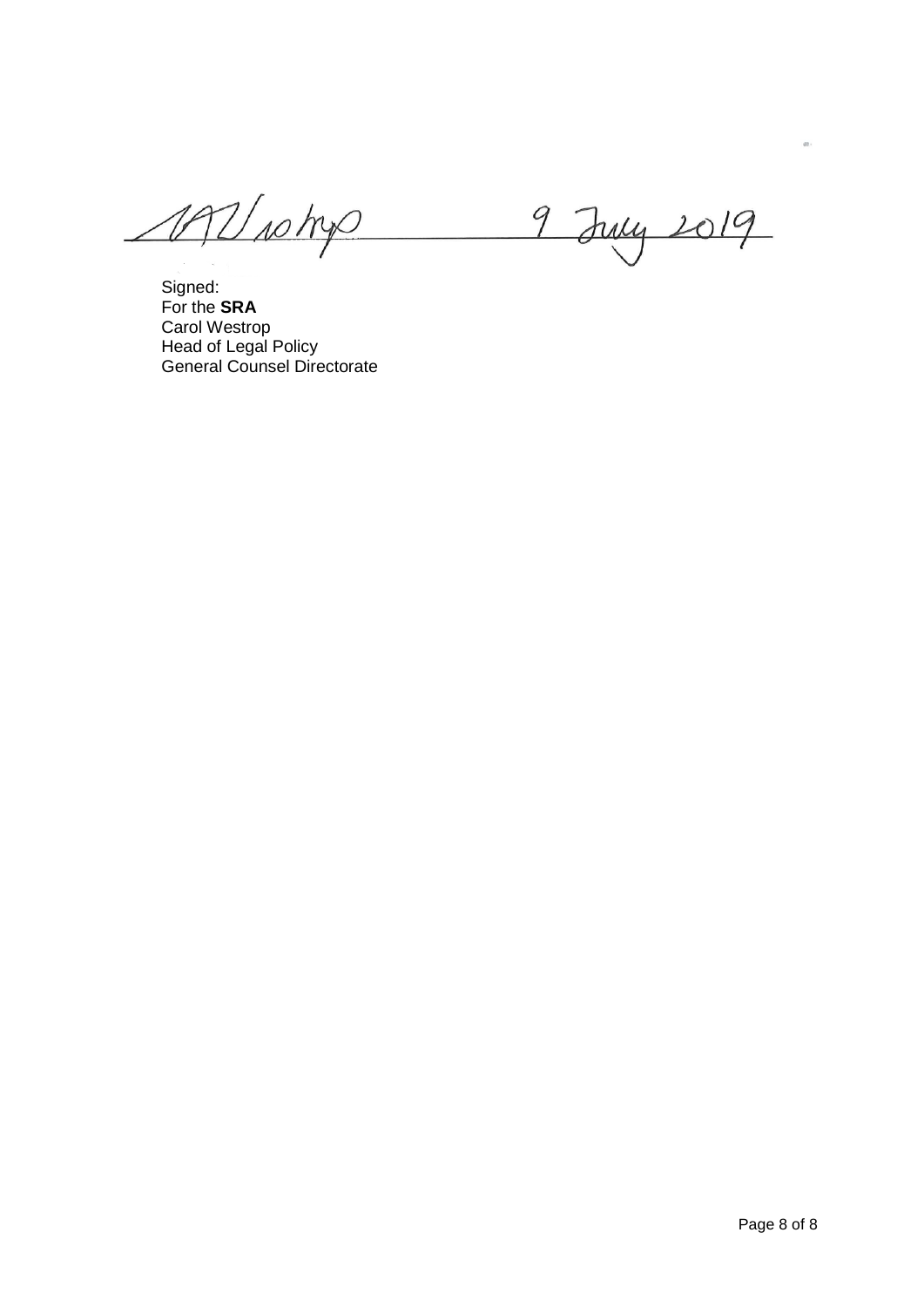9 July 2019

Signed:
For the **SRA**
Carol Westrop
Head of Legal Policy
General Counsel Directorate